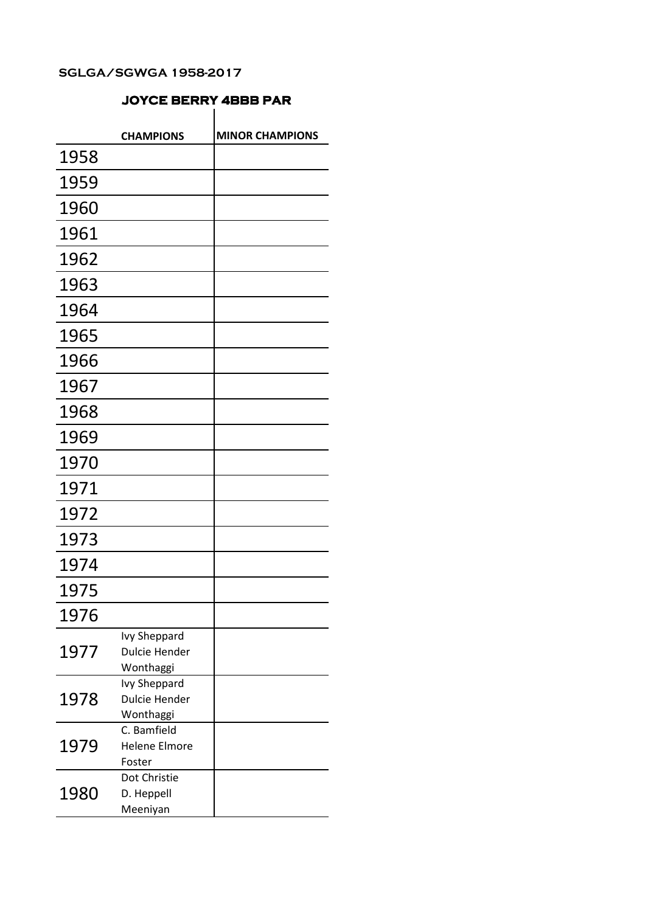SGLGA/SGWGA 1958-2017

## JOYCE BERRY 4BBB PAR

| | CHAMPIONS | MINOR CHAMPIONS |
|---|---|---|
| 1958 | | |
| 1959 | | |
| 1960 | | |
| 1961 | | |
| 1962 | | |
| 1963 | | |
| 1964 | | |
| 1965 | | |
| 1966 | | |
| 1967 | | |
| 1968 | | |
| 1969 | | |
| 1970 | | |
| 1971 | | |
| 1972 | | |
| 1973 | | |
| 1974 | | |
| 1975 | | |
| 1976 | | |
| 1977 | Ivy Sheppard<br>Dulcie Hender<br>Wonthaggi | |
| 1978 | Ivy Sheppard<br>Dulcie Hender<br>Wonthaggi | |
| 1979 | C. Bamfield<br>Helene Elmore<br>Foster | |
| 1980 | Dot Christie<br>D. Heppell<br>Meeniyan | |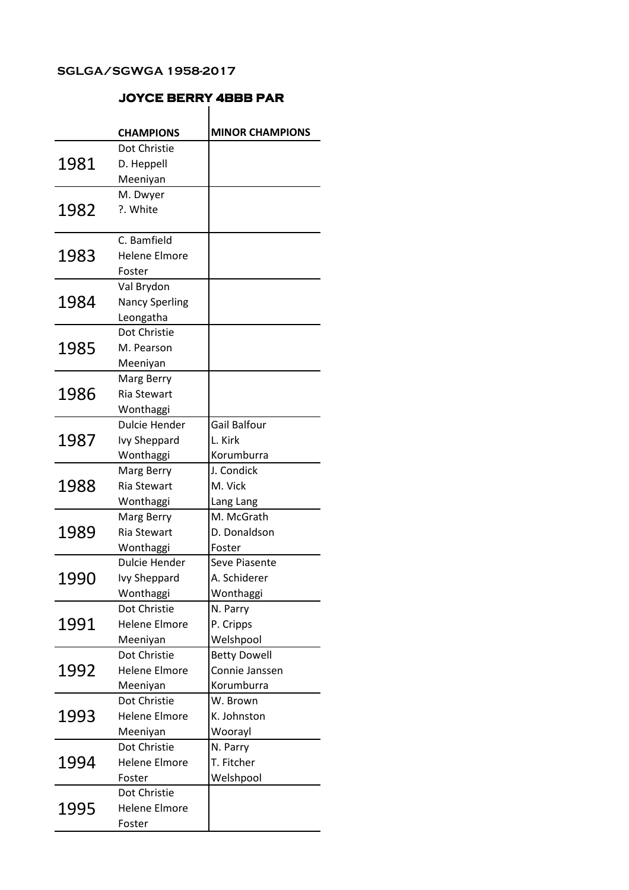### SGLGA/SGWGA 1958-2017

## JOYCE BERRY 4BBB PAR

| | CHAMPIONS | MINOR CHAMPIONS |
|---|---|---|
| 1981 | Dot Christie<br>D. Heppell<br>Meeniyan | |
| 1982 | M. Dwyer<br>?. White | |
| 1983 | C. Bamfield<br>Helene Elmore<br>Foster | |
| 1984 | Val Brydon<br>Nancy Sperling<br>Leongatha | |
| 1985 | Dot Christie<br>M. Pearson<br>Meeniyan | |
| 1986 | Marg Berry<br>Ria Stewart<br>Wonthaggi | |
| 1987 | Dulcie Hender<br>Ivy Sheppard<br>Wonthaggi | Gail Balfour<br>L. Kirk<br>Korumburra |
| 1988 | Marg Berry<br>Ria Stewart<br>Wonthaggi | J. Condick<br>M. Vick<br>Lang Lang |
| 1989 | Marg Berry<br>Ria Stewart<br>Wonthaggi | M. McGrath<br>D. Donaldson<br>Foster |
| 1990 | Dulcie Hender<br>Ivy Sheppard<br>Wonthaggi | Seve Piasente<br>A. Schiderer<br>Wonthaggi |
| 1991 | Dot Christie<br>Helene Elmore<br>Meeniyan | N. Parry<br>P. Cripps<br>Welshpool |
| 1992 | Dot Christie<br>Helene Elmore<br>Meeniyan | Betty Dowell<br>Connie Janssen<br>Korumburra |
| 1993 | Dot Christie<br>Helene Elmore<br>Meeniyan | W. Brown<br>K. Johnston<br>Woorayl |
| 1994 | Dot Christie<br>Helene Elmore<br>Foster | N. Parry<br>T. Fitcher<br>Welshpool |
| 1995 | Dot Christie<br>Helene Elmore<br>Foster | |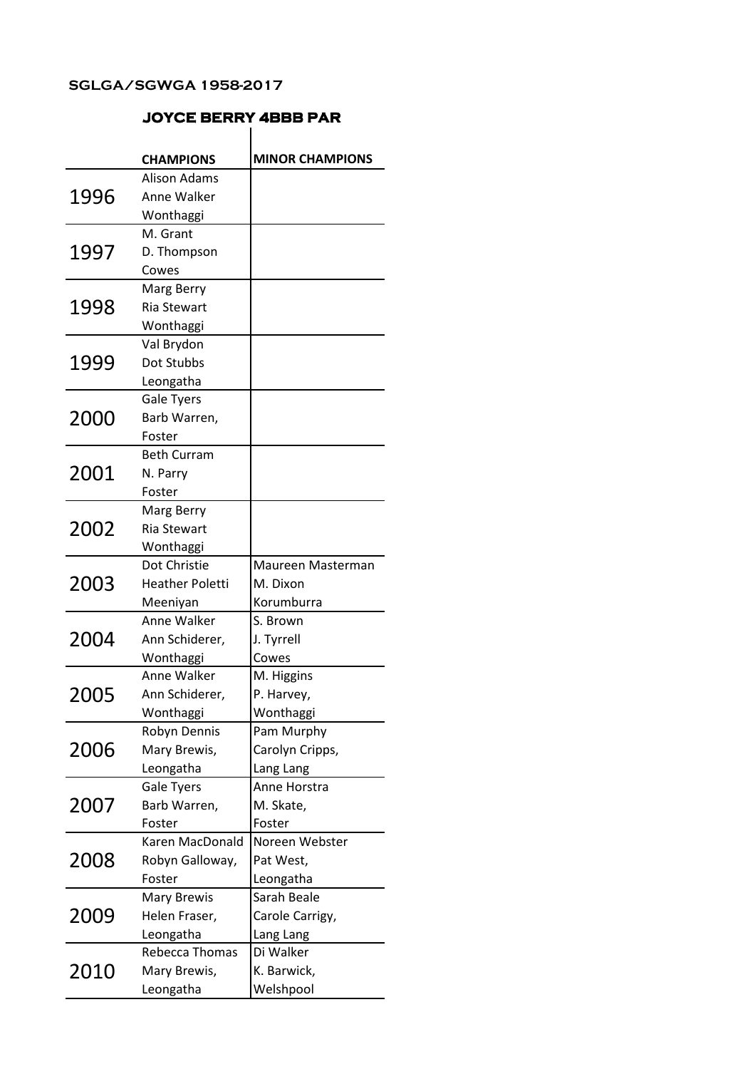SGLGA/SGWGA 1958-2017

## JOYCE BERRY 4BBB PAR

| | CHAMPIONS | MINOR CHAMPIONS |
|---|---|---|
| 1996 | Alison Adams<br>Anne Walker<br>Wonthaggi | |
| 1997 | M. Grant<br>D. Thompson<br>Cowes | |
| 1998 | Marg Berry<br>Ria Stewart<br>Wonthaggi | |
| 1999 | Val Brydon<br>Dot Stubbs<br>Leongatha | |
| 2000 | Gale Tyers<br>Barb Warren,<br>Foster | |
| 2001 | Beth Curram<br>N. Parry<br>Foster | |
| 2002 | Marg Berry<br>Ria Stewart<br>Wonthaggi | |
| 2003 | Dot Christie<br>Heather Poletti<br>Meeniyan | Maureen Masterman<br>M. Dixon<br>Korumburra |
| 2004 | Anne Walker<br>Ann Schiderer,<br>Wonthaggi | S. Brown<br>J. Tyrrell<br>Cowes |
| 2005 | Anne Walker<br>Ann Schiderer,<br>Wonthaggi | M. Higgins<br>P. Harvey,<br>Wonthaggi |
| 2006 | Robyn Dennis<br>Mary Brewis,<br>Leongatha | Pam Murphy<br>Carolyn Cripps,<br>Lang Lang |
| 2007 | Gale Tyers<br>Barb Warren,<br>Foster | Anne Horstra<br>M. Skate,<br>Foster |
| 2008 | Karen MacDonald<br>Robyn Galloway,<br>Foster | Noreen Webster<br>Pat West,<br>Leongatha |
| 2009 | Mary Brewis<br>Helen Fraser,<br>Leongatha | Sarah Beale<br>Carole Carrigy,<br>Lang Lang |
| 2010 | Rebecca Thomas<br>Mary Brewis,<br>Leongatha | Di Walker<br>K. Barwick,<br>Welshpool |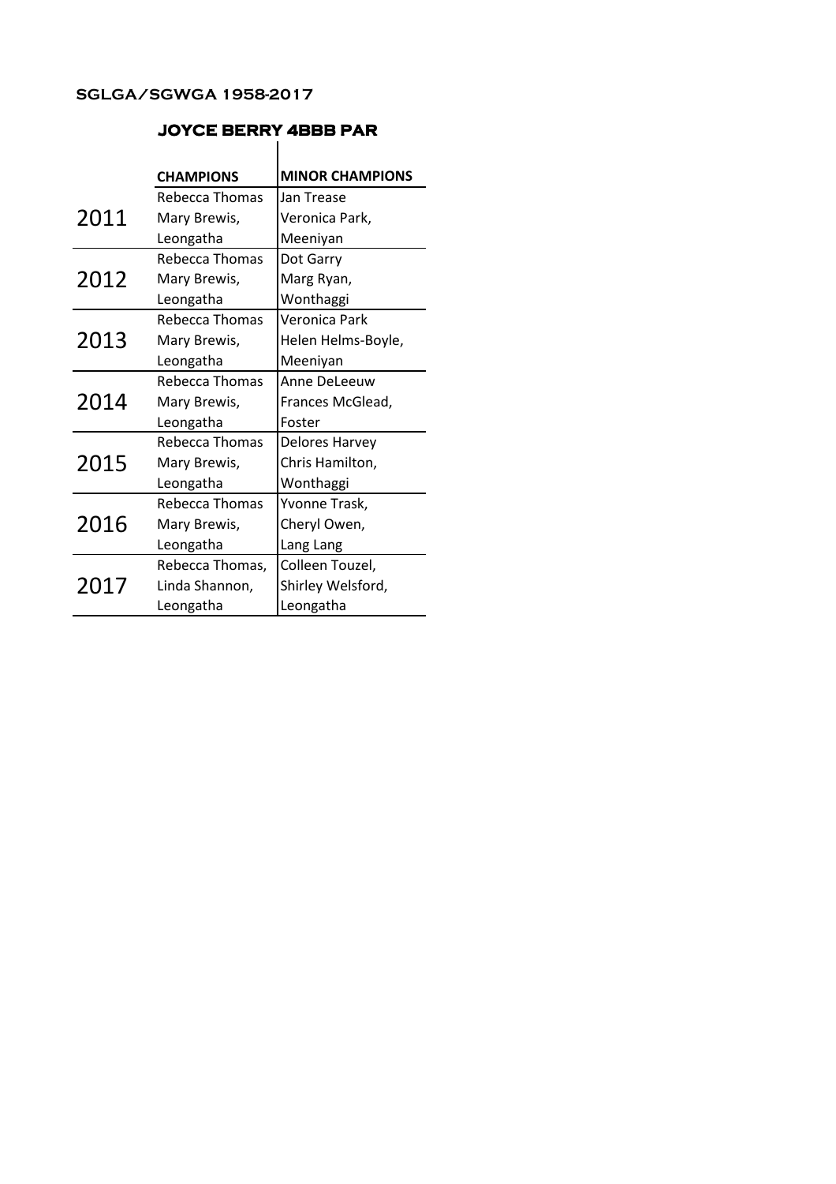SGLGA/SGWGA 1958-2017

## JOYCE BERRY 4BBB PAR

| | CHAMPIONS | MINOR CHAMPIONS |
|---|---|---|
| 2011 | Rebecca Thomas Mary Brewis, Leongatha | Jan Trease Veronica Park, Meeniyan |
| 2012 | Rebecca Thomas Mary Brewis, Leongatha | Dot Garry Marg Ryan, Wonthaggi |
| 2013 | Rebecca Thomas Mary Brewis, Leongatha | Veronica Park Helen Helms-Boyle, Meeniyan |
| 2014 | Rebecca Thomas Mary Brewis, Leongatha | Anne DeLeeuw Frances McGlead, Foster |
| 2015 | Rebecca Thomas Mary Brewis, Leongatha | Delores Harvey Chris Hamilton, Wonthaggi |
| 2016 | Rebecca Thomas Mary Brewis, Leongatha | Yvonne Trask, Cheryl Owen, Lang Lang |
| 2017 | Rebecca Thomas, Linda Shannon, Leongatha | Colleen Touzel, Shirley Welsford, Leongatha |